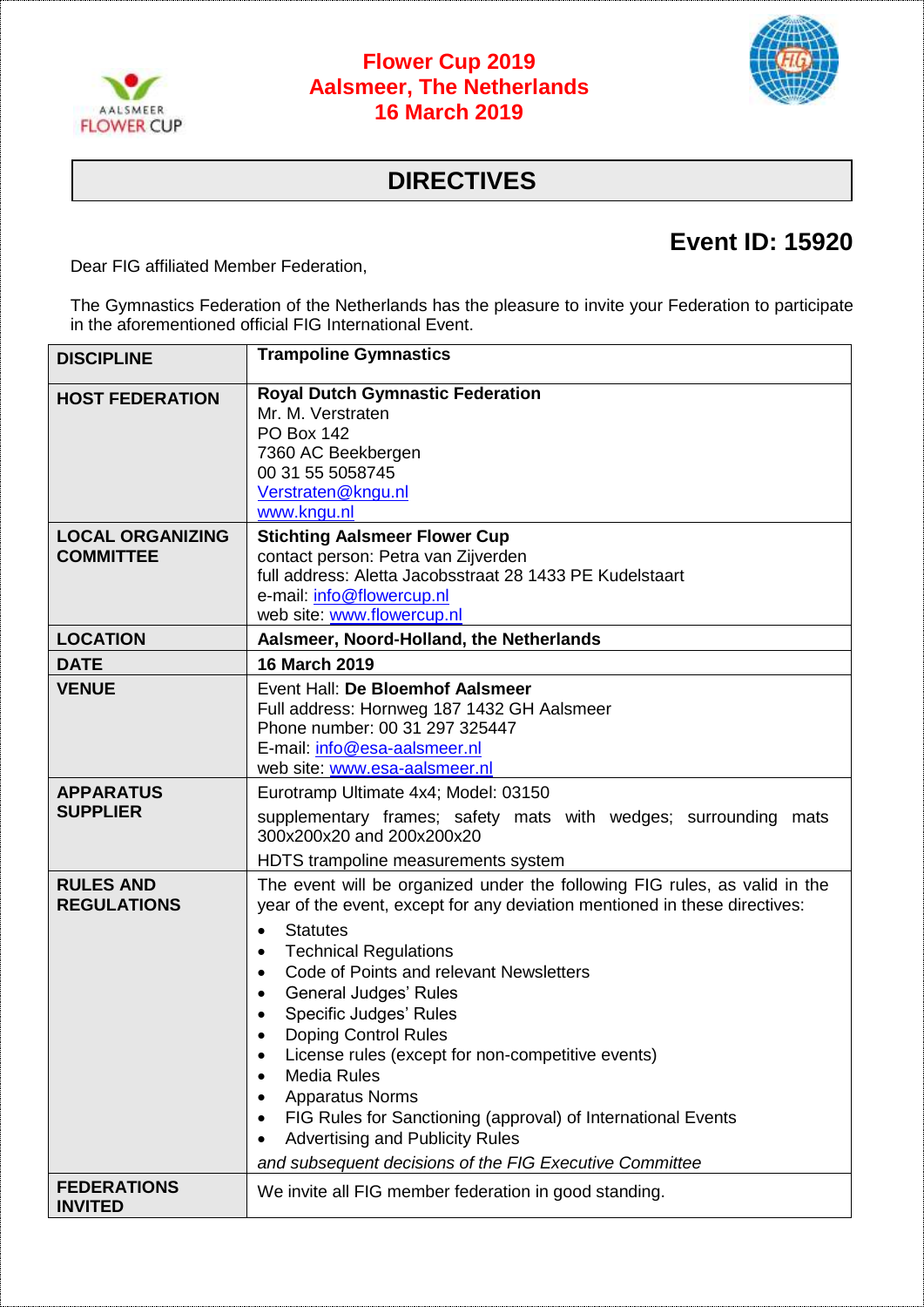# Flower Cup 2019
# Aalsmeer, The Netherlands
# 16 March 2019

## DIRECTIVES

## Event ID: 15920

Dear FIG affiliated Member Federation,

The Gymnastics Federation of the Netherlands has the pleasure to invite your Federation to participate in the aforementioned official FIG International Event.

| | |
|---|---|
| **DISCIPLINE** | **Trampoline Gymnastics** |
| **HOST FEDERATION** | **Royal Dutch Gymnastic Federation**<br>Mr. M. Verstraten<br>PO Box 142<br>7360 AC Beekbergen<br>00 31 55 5058745<br>Verstraten@kngu.nl<br>www.kngu.nl |
| **LOCAL ORGANIZING COMMITTEE** | **Stichting Aalsmeer Flower Cup**<br>contact person: Petra van Zijverden<br>full address: Aletta Jacobsstraat 28 1433 PE Kudelstaart<br>e-mail: info@flowercup.nl<br>web site: www.flowercup.nl |
| **LOCATION** | **Aalsmeer, Noord-Holland, the Netherlands** |
| **DATE** | **16 March 2019** |
| **VENUE** | Event Hall: **De Bloemhof Aalsmeer**<br>Full address: Hornweg 187 1432 GH Aalsmeer<br>Phone number: 00 31 297 325447<br>E-mail: info@esa-aalsmeer.nl<br>web site: www.esa-aalsmeer.nl |
| **APPARATUS SUPPLIER** | Eurotramp Ultimate 4x4; Model: 03150<br>supplementary frames; safety mats with wedges; surrounding mats 300x200x20 and 200x200x20<br>HDTS trampoline measurements system |
| **RULES AND REGULATIONS** | The event will be organized under the following FIG rules, as valid in the year of the event, except for any deviation mentioned in these directives:<br>• Statutes<br>• Technical Regulations<br>• Code of Points and relevant Newsletters<br>• General Judges' Rules<br>• Specific Judges' Rules<br>• Doping Control Rules<br>• License rules (except for non-competitive events)<br>• Media Rules<br>• Apparatus Norms<br>• FIG Rules for Sanctioning (approval) of International Events<br>• Advertising and Publicity Rules<br>*and subsequent decisions of the FIG Executive Committee* |
| **FEDERATIONS INVITED** | We invite all FIG member federation in good standing. |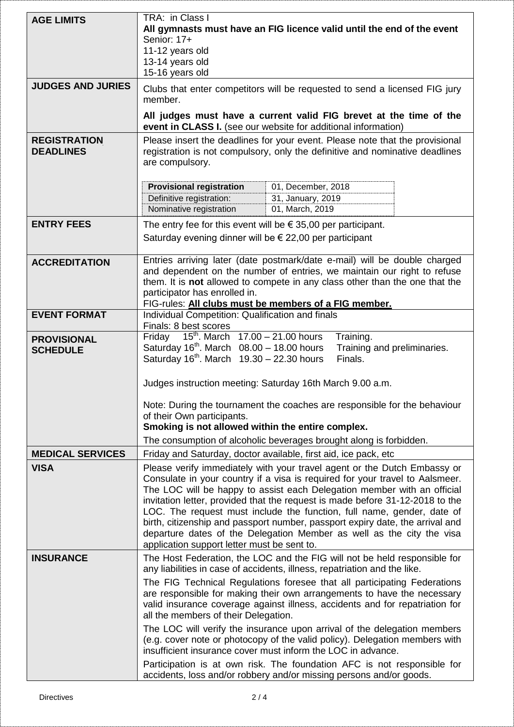| | |
|---|---|
| **AGE LIMITS** | TRA: in Class I<br>**All gymnasts must have an FIG licence valid until the end of the event**<br>Senior: 17+<br>11-12 years old<br>13-14 years old<br>15-16 years old |
| **JUDGES AND JURIES** | Clubs that enter competitors will be requested to send a licensed FIG jury member.<br><br>**All judges must have a current valid FIG brevet at the time of the event in CLASS I.** (see our website for additional information) |
| **REGISTRATION DEADLINES** | Please insert the deadlines for your event. Please note that the provisional registration is not compulsory, only the definitive and nominative deadlines are compulsory.<br><br>**Provisional registration**: 01, December, 2018<br>Definitive registration: 31, January, 2019<br>Nominative registration: 01, March, 2019 |
| **ENTRY FEES** | The entry fee for this event will be € 35,00 per participant.<br>Saturday evening dinner will be € 22,00 per participant |
| **ACCREDITATION** | Entries arriving later (date postmark/date e-mail) will be double charged and dependent on the number of entries, we maintain our right to refuse them. It is **not** allowed to compete in any class other than the one that the participator has enrolled in.<br>FIG-rules: **All clubs must be members of a FIG member.** |
| **EVENT FORMAT** | Individual Competition: Qualification and finals<br>Finals: 8 best scores |
| **PROVISIONAL SCHEDULE** | Friday 15th. March 17.00 – 21.00 hours Training.<br>Saturday 16th. March 08.00 – 18.00 hours Training and preliminaries.<br>Saturday 16th. March 19.30 – 22.30 hours Finals.<br><br>Judges instruction meeting: Saturday 16th March 9.00 a.m.<br><br>Note: During the tournament the coaches are responsible for the behaviour of their Own participants.<br>**Smoking is not allowed within the entire complex.**<br>The consumption of alcoholic beverages brought along is forbidden. |
| **MEDICAL SERVICES** | Friday and Saturday, doctor available, first aid, ice pack, etc |
| **VISA** | Please verify immediately with your travel agent or the Dutch Embassy or Consulate in your country if a visa is required for your travel to Aalsmeer. The LOC will be happy to assist each Delegation member with an official invitation letter, provided that the request is made before 31-12-2018 to the LOC. The request must include the function, full name, gender, date of birth, citizenship and passport number, passport expiry date, the arrival and departure dates of the Delegation Member as well as the city the visa application support letter must be sent to. |
| **INSURANCE** | The Host Federation, the LOC and the FIG will not be held responsible for any liabilities in case of accidents, illness, repatriation and the like.<br><br>The FIG Technical Regulations foresee that all participating Federations are responsible for making their own arrangements to have the necessary valid insurance coverage against illness, accidents and for repatriation for all the members of their Delegation.<br><br>The LOC will verify the insurance upon arrival of the delegation members (e.g. cover note or photocopy of the valid policy). Delegation members with insufficient insurance cover must inform the LOC in advance.<br><br>Participation is at own risk. The foundation AFC is not responsible for accidents, loss and/or robbery and/or missing persons and/or goods. |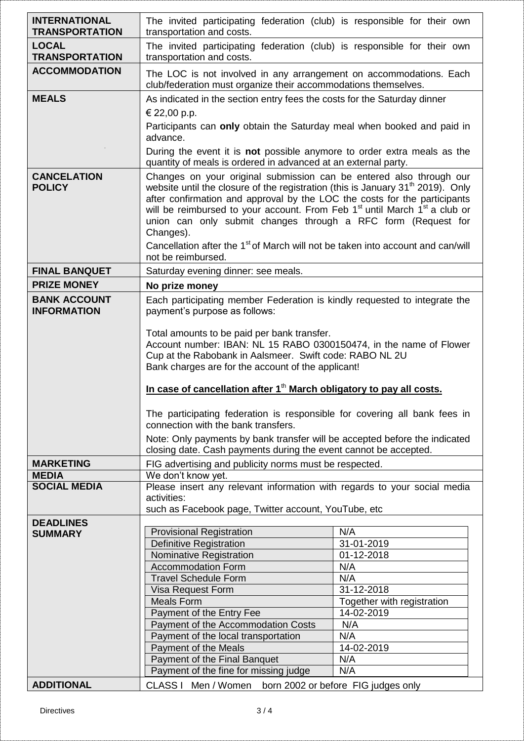| | |
|---|---|
| **INTERNATIONAL TRANSPORTATION** | The invited participating federation (club) is responsible for their own transportation and costs. |
| **LOCAL TRANSPORTATION** | The invited participating federation (club) is responsible for their own transportation and costs. |
| **ACCOMMODATION** | The LOC is not involved in any arrangement on accommodations. Each club/federation must organize their accommodations themselves. |
| **MEALS** | As indicated in the section entry fees the costs for the Saturday dinner<br>€ 22,00 p.p.<br>Participants can **only** obtain the Saturday meal when booked and paid in advance.<br>During the event it is **not** possible anymore to order extra meals as the quantity of meals is ordered in advanced at an external party. |
| **CANCELATION POLICY** | Changes on your original submission can be entered also through our website until the closure of the registration (this is January 31th 2019). Only after confirmation and approval by the LOC the costs for the participants will be reimbursed to your account. From Feb 1st until March 1st a club or union can only submit changes through a RFC form (Request for Changes).<br>Cancellation after the 1st of March will not be taken into account and can/will not be reimbursed. |
| **FINAL BANQUET** | Saturday evening dinner: see meals. |
| **PRIZE MONEY** | **No prize money** |
| **BANK ACCOUNT INFORMATION** | Each participating member Federation is kindly requested to integrate the payment's purpose as follows:<br><br>Total amounts to be paid per bank transfer.<br>Account number: IBAN: NL 15 RABO 0300150474, in the name of Flower Cup at the Rabobank in Aalsmeer. Swift code: RABO NL 2U<br>Bank charges are for the account of the applicant!<br><br>**In case of cancellation after 1th March obligatory to pay all costs.**<br><br>The participating federation is responsible for covering all bank fees in connection with the bank transfers.<br>Note: Only payments by bank transfer will be accepted before the indicated closing date. Cash payments during the event cannot be accepted. |
| **MARKETING** | FIG advertising and publicity norms must be respected. |
| **MEDIA** | We don't know yet. |
| **SOCIAL MEDIA** | Please insert any relevant information with regards to your social media activities:<br>such as Facebook page, Twitter account, YouTube, etc |
| **DEADLINES SUMMARY** | (see table below) |
| **ADDITIONAL** | CLASS I Men / Women born 2002 or before FIG judges only |

**Deadlines Summary**

| | |
|---|---|
| Provisional Registration | N/A |
| Definitive Registration | 31-01-2019 |
| Nominative Registration | 01-12-2018 |
| Accommodation Form | N/A |
| Travel Schedule Form | N/A |
| Visa Request Form | 31-12-2018 |
| Meals Form | Together with registration |
| Payment of the Entry Fee | 14-02-2019 |
| Payment of the Accommodation Costs | N/A |
| Payment of the local transportation | N/A |
| Payment of the Meals | 14-02-2019 |
| Payment of the Final Banquet | N/A |
| Payment of the fine for missing judge | N/A |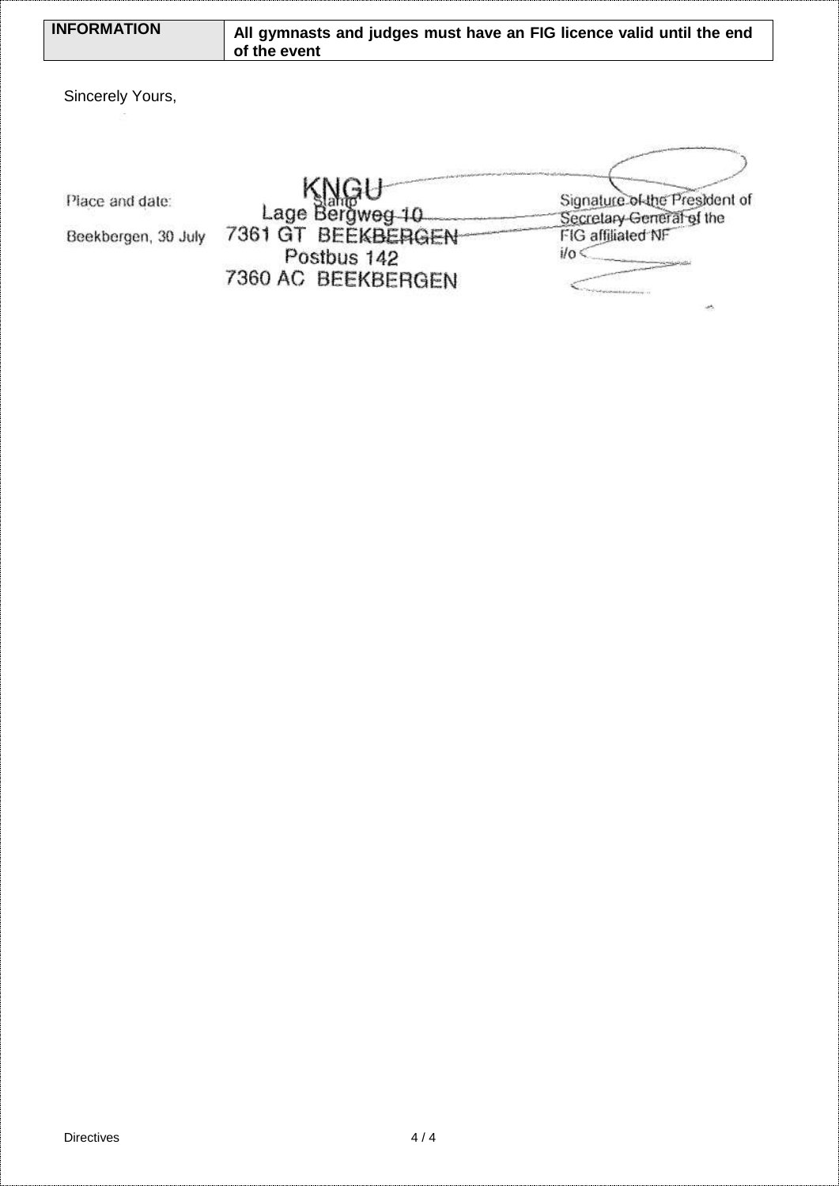| | |
|---|---|
| **INFORMATION** | **All gymnasts and judges must have an FIG licence valid until the end of the event** |

Sincerely Yours,

| Place and date: | Stamp | Signature of the President of Secretary General of the FIG affiliated NF |
|---|---|---|
| Beekbergen, 30 July | KNGU<br>Lage Bergweg 10<br>7361 GT BEEKBERGEN<br>Postbus 142<br>7360 AC BEEKBERGEN | i/o |